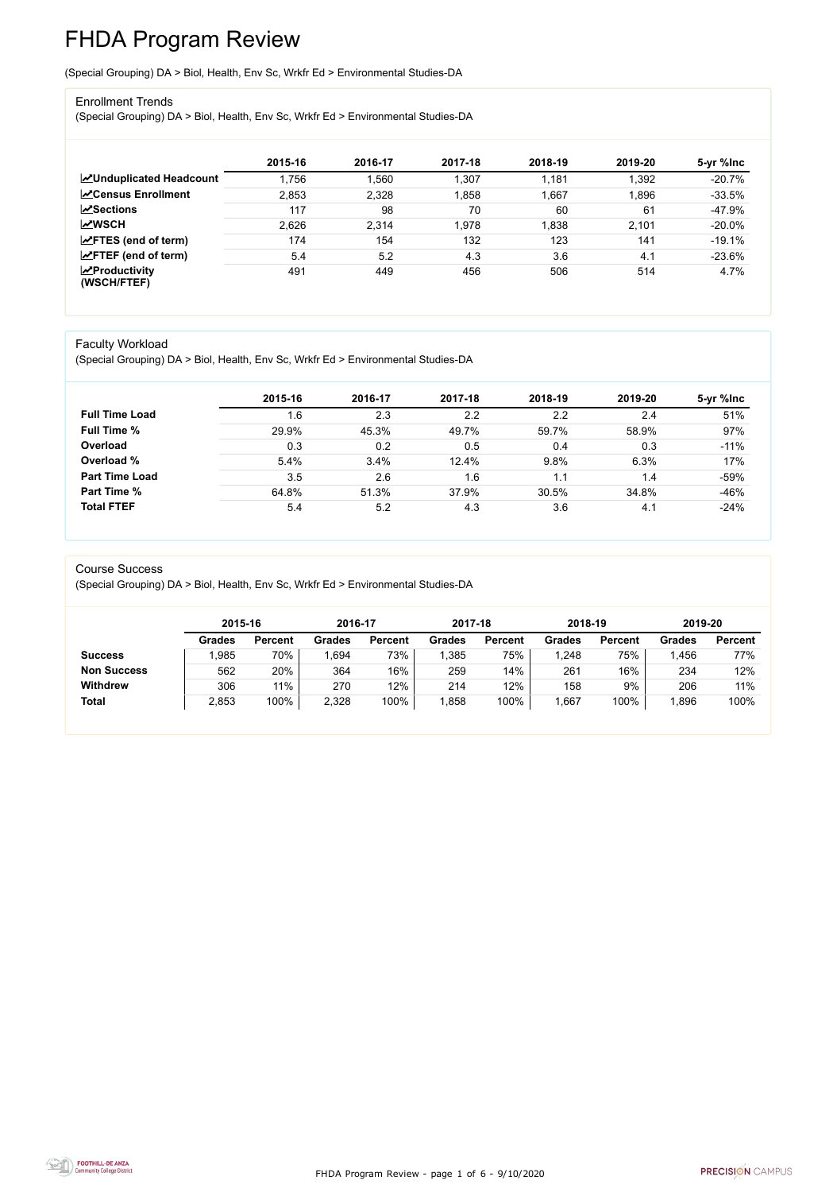# FHDA Program Review

(Special Grouping) DA > Biol, Health, Env Sc, Wrkfr Ed > Environmental Studies-DA

## Enrollment Trends

(Special Grouping) DA > Biol, Health, Env Sc, Wrkfr Ed > Environmental Studies-DA

| | 2015-16 | 2016-17 | 2017-18 | 2018-19 | 2019-20 | 5-yr %Inc |
|---|---|---|---|---|---|---|
| **Unduplicated Headcount** | 1,756 | 1,560 | 1,307 | 1,181 | 1,392 | -20.7% |
| **Census Enrollment** | 2,853 | 2,328 | 1,858 | 1,667 | 1,896 | -33.5% |
| **Sections** | 117 | 98 | 70 | 60 | 61 | -47.9% |
| **WSCH** | 2,626 | 2,314 | 1,978 | 1,838 | 2,101 | -20.0% |
| **FTES (end of term)** | 174 | 154 | 132 | 123 | 141 | -19.1% |
| **FTEF (end of term)** | 5.4 | 5.2 | 4.3 | 3.6 | 4.1 | -23.6% |
| **Productivity (WSCH/FTEF)** | 491 | 449 | 456 | 506 | 514 | 4.7% |

## Faculty Workload

(Special Grouping) DA > Biol, Health, Env Sc, Wrkfr Ed > Environmental Studies-DA

| | 2015-16 | 2016-17 | 2017-18 | 2018-19 | 2019-20 | 5-yr %Inc |
|---|---|---|---|---|---|---|
| **Full Time Load** | 1.6 | 2.3 | 2.2 | 2.2 | 2.4 | 51% |
| **Full Time %** | 29.9% | 45.3% | 49.7% | 59.7% | 58.9% | 97% |
| **Overload** | 0.3 | 0.2 | 0.5 | 0.4 | 0.3 | -11% |
| **Overload %** | 5.4% | 3.4% | 12.4% | 9.8% | 6.3% | 17% |
| **Part Time Load** | 3.5 | 2.6 | 1.6 | 1.1 | 1.4 | -59% |
| **Part Time %** | 64.8% | 51.3% | 37.9% | 30.5% | 34.8% | -46% |
| **Total FTEF** | 5.4 | 5.2 | 4.3 | 3.6 | 4.1 | -24% |

## Course Success

(Special Grouping) DA > Biol, Health, Env Sc, Wrkfr Ed > Environmental Studies-DA

| | 2015-16 | | 2016-17 | | 2017-18 | | 2018-19 | | 2019-20 | |
|---|---|---|---|---|---|---|---|---|---|---|
| | **Grades** | **Percent** | **Grades** | **Percent** | **Grades** | **Percent** | **Grades** | **Percent** | **Grades** | **Percent** |
| **Success** | 1,985 | 70% | 1,694 | 73% | 1,385 | 75% | 1,248 | 75% | 1,456 | 77% |
| **Non Success** | 562 | 20% | 364 | 16% | 259 | 14% | 261 | 16% | 234 | 12% |
| **Withdrew** | 306 | 11% | 270 | 12% | 214 | 12% | 158 | 9% | 206 | 11% |
| **Total** | 2,853 | 100% | 2,328 | 100% | 1,858 | 100% | 1,667 | 100% | 1,896 | 100% |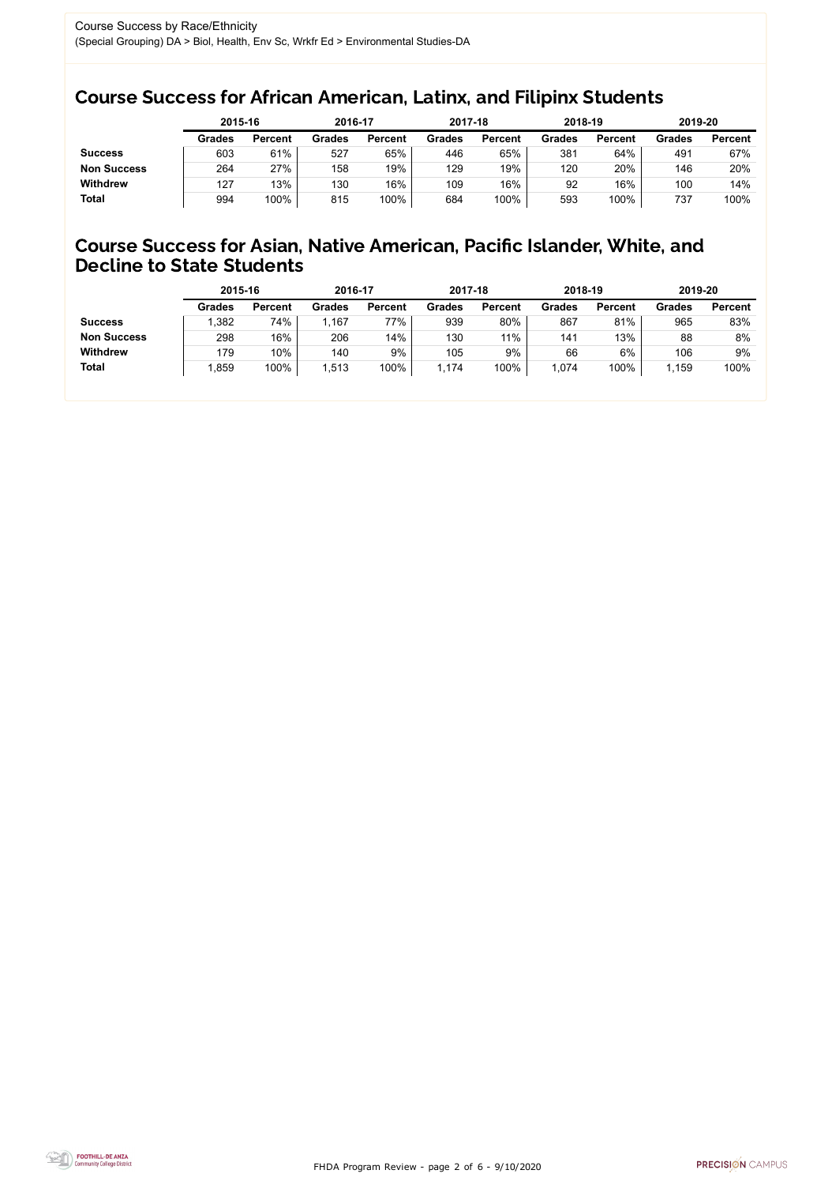Course Success by Race/Ethnicity
(Special Grouping) DA > Biol, Health, Env Sc, Wrkfr Ed > Environmental Studies-DA

## Course Success for African American, Latinx, and Filipinx Students

| | 2015-16 | | 2016-17 | | 2017-18 | | 2018-19 | | 2019-20 | |
|---|---|---|---|---|---|---|---|---|---|---|
| | Grades | Percent | Grades | Percent | Grades | Percent | Grades | Percent | Grades | Percent |
| **Success** | 603 | 61% | 527 | 65% | 446 | 65% | 381 | 64% | 491 | 67% |
| **Non Success** | 264 | 27% | 158 | 19% | 129 | 19% | 120 | 20% | 146 | 20% |
| **Withdrew** | 127 | 13% | 130 | 16% | 109 | 16% | 92 | 16% | 100 | 14% |
| **Total** | 994 | 100% | 815 | 100% | 684 | 100% | 593 | 100% | 737 | 100% |

## Course Success for Asian, Native American, Pacific Islander, White, and Decline to State Students

| | 2015-16 | | 2016-17 | | 2017-18 | | 2018-19 | | 2019-20 | |
|---|---|---|---|---|---|---|---|---|---|---|
| | Grades | Percent | Grades | Percent | Grades | Percent | Grades | Percent | Grades | Percent |
| **Success** | 1,382 | 74% | 1,167 | 77% | 939 | 80% | 867 | 81% | 965 | 83% |
| **Non Success** | 298 | 16% | 206 | 14% | 130 | 11% | 141 | 13% | 88 | 8% |
| **Withdrew** | 179 | 10% | 140 | 9% | 105 | 9% | 66 | 6% | 106 | 9% |
| **Total** | 1,859 | 100% | 1,513 | 100% | 1,174 | 100% | 1,074 | 100% | 1,159 | 100% |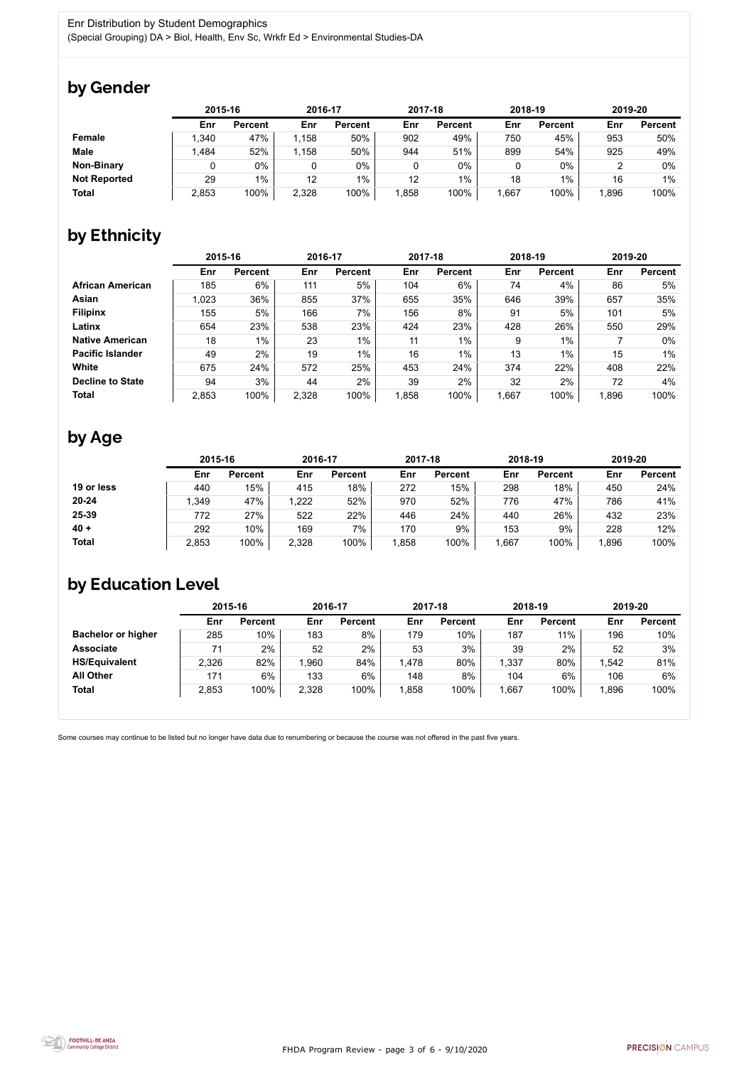Enr Distribution by Student Demographics

(Special Grouping) DA > Biol, Health, Env Sc, Wrkfr Ed > Environmental Studies-DA

## by Gender

| | 2015-16 | | 2016-17 | | 2017-18 | | 2018-19 | | 2019-20 | |
|---|---|---|---|---|---|---|---|---|---|---|
| | Enr | Percent | Enr | Percent | Enr | Percent | Enr | Percent | Enr | Percent |
| **Female** | 1,340 | 47% | 1,158 | 50% | 902 | 49% | 750 | 45% | 953 | 50% |
| **Male** | 1,484 | 52% | 1,158 | 50% | 944 | 51% | 899 | 54% | 925 | 49% |
| **Non-Binary** | 0 | 0% | 0 | 0% | 0 | 0% | 0 | 0% | 2 | 0% |
| **Not Reported** | 29 | 1% | 12 | 1% | 12 | 1% | 18 | 1% | 16 | 1% |
| **Total** | 2,853 | 100% | 2,328 | 100% | 1,858 | 100% | 1,667 | 100% | 1,896 | 100% |

## by Ethnicity

| | 2015-16 | | 2016-17 | | 2017-18 | | 2018-19 | | 2019-20 | |
|---|---|---|---|---|---|---|---|---|---|---|
| | Enr | Percent | Enr | Percent | Enr | Percent | Enr | Percent | Enr | Percent |
| **African American** | 185 | 6% | 111 | 5% | 104 | 6% | 74 | 4% | 86 | 5% |
| **Asian** | 1,023 | 36% | 855 | 37% | 655 | 35% | 646 | 39% | 657 | 35% |
| **Filipinx** | 155 | 5% | 166 | 7% | 156 | 8% | 91 | 5% | 101 | 5% |
| **Latinx** | 654 | 23% | 538 | 23% | 424 | 23% | 428 | 26% | 550 | 29% |
| **Native American** | 18 | 1% | 23 | 1% | 11 | 1% | 9 | 1% | 7 | 0% |
| **Pacific Islander** | 49 | 2% | 19 | 1% | 16 | 1% | 13 | 1% | 15 | 1% |
| **White** | 675 | 24% | 572 | 25% | 453 | 24% | 374 | 22% | 408 | 22% |
| **Decline to State** | 94 | 3% | 44 | 2% | 39 | 2% | 32 | 2% | 72 | 4% |
| **Total** | 2,853 | 100% | 2,328 | 100% | 1,858 | 100% | 1,667 | 100% | 1,896 | 100% |

## by Age

| | 2015-16 | | 2016-17 | | 2017-18 | | 2018-19 | | 2019-20 | |
|---|---|---|---|---|---|---|---|---|---|---|
| | Enr | Percent | Enr | Percent | Enr | Percent | Enr | Percent | Enr | Percent |
| **19 or less** | 440 | 15% | 415 | 18% | 272 | 15% | 298 | 18% | 450 | 24% |
| **20-24** | 1,349 | 47% | 1,222 | 52% | 970 | 52% | 776 | 47% | 786 | 41% |
| **25-39** | 772 | 27% | 522 | 22% | 446 | 24% | 440 | 26% | 432 | 23% |
| **40 +** | 292 | 10% | 169 | 7% | 170 | 9% | 153 | 9% | 228 | 12% |
| **Total** | 2,853 | 100% | 2,328 | 100% | 1,858 | 100% | 1,667 | 100% | 1,896 | 100% |

## by Education Level

| | 2015-16 | | 2016-17 | | 2017-18 | | 2018-19 | | 2019-20 | |
|---|---|---|---|---|---|---|---|---|---|---|
| | Enr | Percent | Enr | Percent | Enr | Percent | Enr | Percent | Enr | Percent |
| **Bachelor or higher** | 285 | 10% | 183 | 8% | 179 | 10% | 187 | 11% | 196 | 10% |
| **Associate** | 71 | 2% | 52 | 2% | 53 | 3% | 39 | 2% | 52 | 3% |
| **HS/Equivalent** | 2,326 | 82% | 1,960 | 84% | 1,478 | 80% | 1,337 | 80% | 1,542 | 81% |
| **All Other** | 171 | 6% | 133 | 6% | 148 | 8% | 104 | 6% | 106 | 6% |
| **Total** | 2,853 | 100% | 2,328 | 100% | 1,858 | 100% | 1,667 | 100% | 1,896 | 100% |

Some courses may continue to be listed but no longer have data due to renumbering or because the course was not offered in the past five years.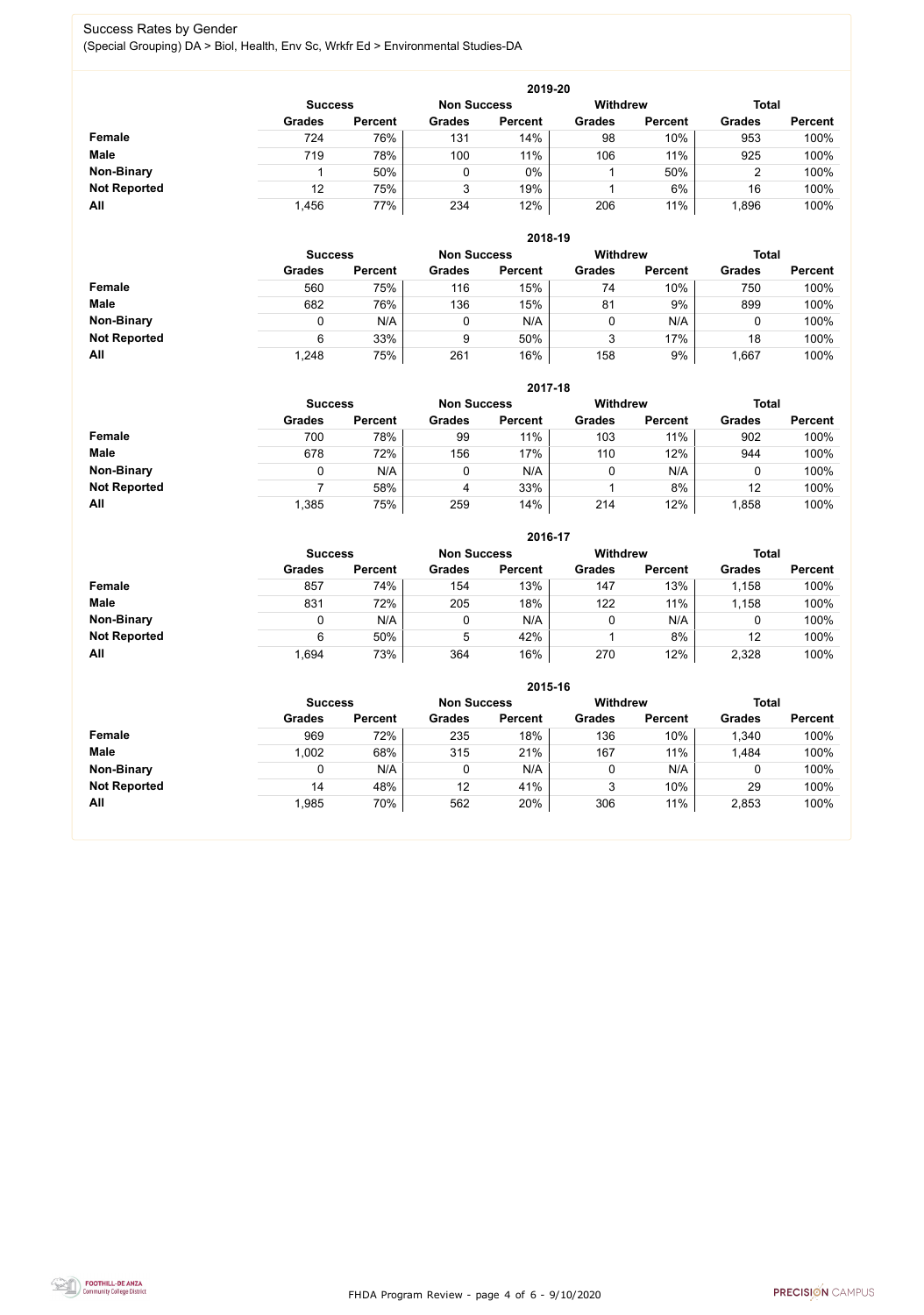## Success Rates by Gender

(Special Grouping) DA > Biol, Health, Env Sc, Wrkfr Ed > Environmental Studies-DA

### 2019-20

| | Success | | Non Success | | Withdrew | | Total | |
|---|---|---|---|---|---|---|---|---|
| | Grades | Percent | Grades | Percent | Grades | Percent | Grades | Percent |
| **Female** | 724 | 76% | 131 | 14% | 98 | 10% | 953 | 100% |
| **Male** | 719 | 78% | 100 | 11% | 106 | 11% | 925 | 100% |
| **Non-Binary** | 1 | 50% | 0 | 0% | 1 | 50% | 2 | 100% |
| **Not Reported** | 12 | 75% | 3 | 19% | 1 | 6% | 16 | 100% |
| **All** | 1,456 | 77% | 234 | 12% | 206 | 11% | 1,896 | 100% |

### 2018-19

| | Success | | Non Success | | Withdrew | | Total | |
|---|---|---|---|---|---|---|---|---|
| | Grades | Percent | Grades | Percent | Grades | Percent | Grades | Percent |
| **Female** | 560 | 75% | 116 | 15% | 74 | 10% | 750 | 100% |
| **Male** | 682 | 76% | 136 | 15% | 81 | 9% | 899 | 100% |
| **Non-Binary** | 0 | N/A | 0 | N/A | 0 | N/A | 0 | 100% |
| **Not Reported** | 6 | 33% | 9 | 50% | 3 | 17% | 18 | 100% |
| **All** | 1,248 | 75% | 261 | 16% | 158 | 9% | 1,667 | 100% |

### 2017-18

| | Success | | Non Success | | Withdrew | | Total | |
|---|---|---|---|---|---|---|---|---|
| | Grades | Percent | Grades | Percent | Grades | Percent | Grades | Percent |
| **Female** | 700 | 78% | 99 | 11% | 103 | 11% | 902 | 100% |
| **Male** | 678 | 72% | 156 | 17% | 110 | 12% | 944 | 100% |
| **Non-Binary** | 0 | N/A | 0 | N/A | 0 | N/A | 0 | 100% |
| **Not Reported** | 7 | 58% | 4 | 33% | 1 | 8% | 12 | 100% |
| **All** | 1,385 | 75% | 259 | 14% | 214 | 12% | 1,858 | 100% |

### 2016-17

| | Success | | Non Success | | Withdrew | | Total | |
|---|---|---|---|---|---|---|---|---|
| | Grades | Percent | Grades | Percent | Grades | Percent | Grades | Percent |
| **Female** | 857 | 74% | 154 | 13% | 147 | 13% | 1,158 | 100% |
| **Male** | 831 | 72% | 205 | 18% | 122 | 11% | 1,158 | 100% |
| **Non-Binary** | 0 | N/A | 0 | N/A | 0 | N/A | 0 | 100% |
| **Not Reported** | 6 | 50% | 5 | 42% | 1 | 8% | 12 | 100% |
| **All** | 1,694 | 73% | 364 | 16% | 270 | 12% | 2,328 | 100% |

### 2015-16

| | Success | | Non Success | | Withdrew | | Total | |
|---|---|---|---|---|---|---|---|---|
| | Grades | Percent | Grades | Percent | Grades | Percent | Grades | Percent |
| **Female** | 969 | 72% | 235 | 18% | 136 | 10% | 1,340 | 100% |
| **Male** | 1,002 | 68% | 315 | 21% | 167 | 11% | 1,484 | 100% |
| **Non-Binary** | 0 | N/A | 0 | N/A | 0 | N/A | 0 | 100% |
| **Not Reported** | 14 | 48% | 12 | 41% | 3 | 10% | 29 | 100% |
| **All** | 1,985 | 70% | 562 | 20% | 306 | 11% | 2,853 | 100% |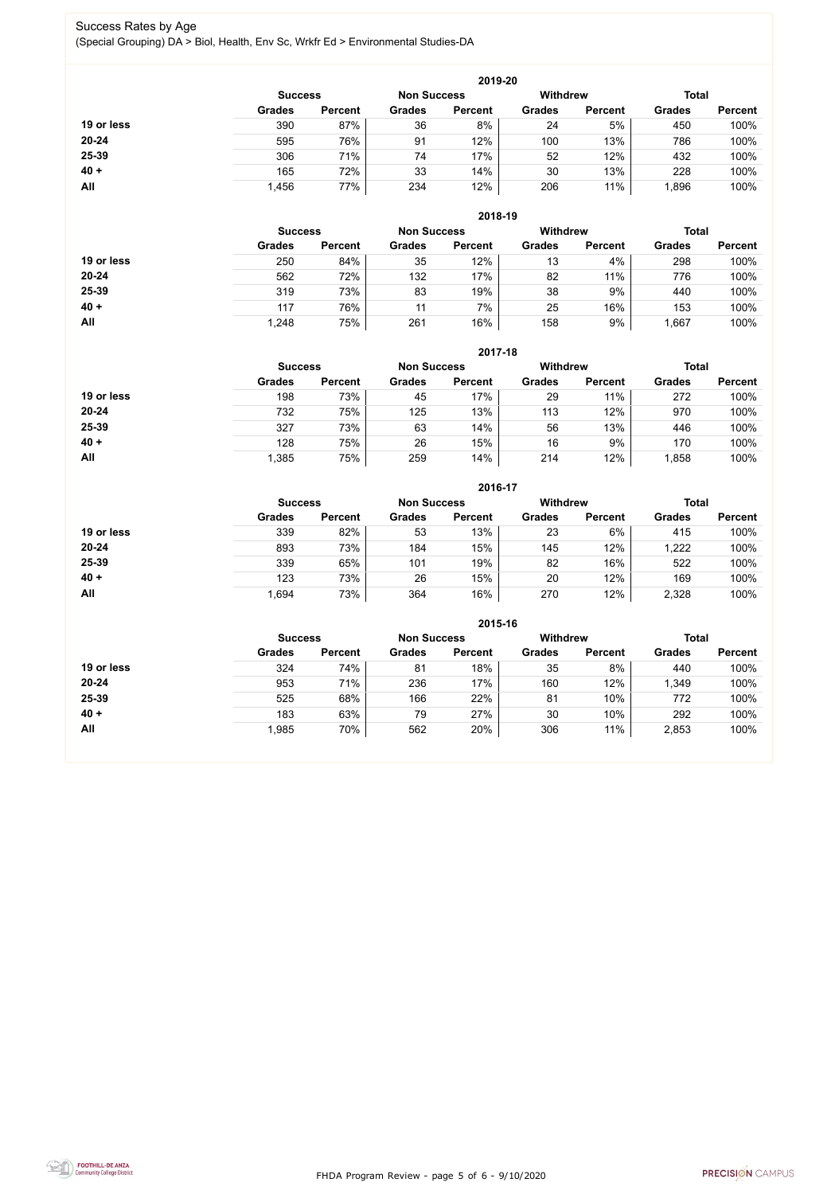# Success Rates by Age

(Special Grouping) DA > Biol, Health, Env Sc, Wrkfr Ed > Environmental Studies-DA

**2019-20**

| | Success | | Non Success | | Withdrew | | Total | |
|---|---|---|---|---|---|---|---|---|
| | Grades | Percent | Grades | Percent | Grades | Percent | Grades | Percent |
| **19 or less** | 390 | 87% | 36 | 8% | 24 | 5% | 450 | 100% |
| **20-24** | 595 | 76% | 91 | 12% | 100 | 13% | 786 | 100% |
| **25-39** | 306 | 71% | 74 | 17% | 52 | 12% | 432 | 100% |
| **40 +** | 165 | 72% | 33 | 14% | 30 | 13% | 228 | 100% |
| **All** | 1,456 | 77% | 234 | 12% | 206 | 11% | 1,896 | 100% |

**2018-19**

| | Success | | Non Success | | Withdrew | | Total | |
|---|---|---|---|---|---|---|---|---|
| | Grades | Percent | Grades | Percent | Grades | Percent | Grades | Percent |
| **19 or less** | 250 | 84% | 35 | 12% | 13 | 4% | 298 | 100% |
| **20-24** | 562 | 72% | 132 | 17% | 82 | 11% | 776 | 100% |
| **25-39** | 319 | 73% | 83 | 19% | 38 | 9% | 440 | 100% |
| **40 +** | 117 | 76% | 11 | 7% | 25 | 16% | 153 | 100% |
| **All** | 1,248 | 75% | 261 | 16% | 158 | 9% | 1,667 | 100% |

**2017-18**

| | Success | | Non Success | | Withdrew | | Total | |
|---|---|---|---|---|---|---|---|---|
| | Grades | Percent | Grades | Percent | Grades | Percent | Grades | Percent |
| **19 or less** | 198 | 73% | 45 | 17% | 29 | 11% | 272 | 100% |
| **20-24** | 732 | 75% | 125 | 13% | 113 | 12% | 970 | 100% |
| **25-39** | 327 | 73% | 63 | 14% | 56 | 13% | 446 | 100% |
| **40 +** | 128 | 75% | 26 | 15% | 16 | 9% | 170 | 100% |
| **All** | 1,385 | 75% | 259 | 14% | 214 | 12% | 1,858 | 100% |

**2016-17**

| | Success | | Non Success | | Withdrew | | Total | |
|---|---|---|---|---|---|---|---|---|
| | Grades | Percent | Grades | Percent | Grades | Percent | Grades | Percent |
| **19 or less** | 339 | 82% | 53 | 13% | 23 | 6% | 415 | 100% |
| **20-24** | 893 | 73% | 184 | 15% | 145 | 12% | 1,222 | 100% |
| **25-39** | 339 | 65% | 101 | 19% | 82 | 16% | 522 | 100% |
| **40 +** | 123 | 73% | 26 | 15% | 20 | 12% | 169 | 100% |
| **All** | 1,694 | 73% | 364 | 16% | 270 | 12% | 2,328 | 100% |

**2015-16**

| | Success | | Non Success | | Withdrew | | Total | |
|---|---|---|---|---|---|---|---|---|
| | Grades | Percent | Grades | Percent | Grades | Percent | Grades | Percent |
| **19 or less** | 324 | 74% | 81 | 18% | 35 | 8% | 440 | 100% |
| **20-24** | 953 | 71% | 236 | 17% | 160 | 12% | 1,349 | 100% |
| **25-39** | 525 | 68% | 166 | 22% | 81 | 10% | 772 | 100% |
| **40 +** | 183 | 63% | 79 | 27% | 30 | 10% | 292 | 100% |
| **All** | 1,985 | 70% | 562 | 20% | 306 | 11% | 2,853 | 100% |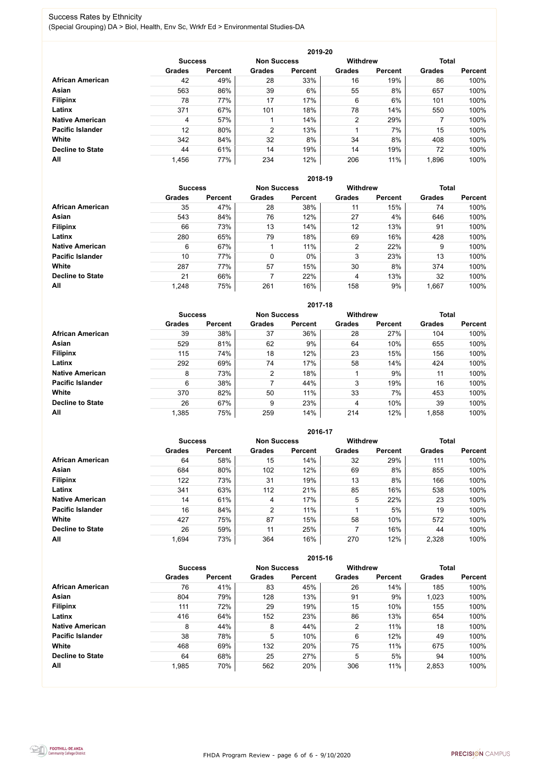# Success Rates by Ethnicity

(Special Grouping) DA > Biol, Health, Env Sc, Wrkfr Ed > Environmental Studies-DA

## 2019-20

| | Success | | Non Success | | Withdrew | | Total | |
|---|---|---|---|---|---|---|---|---|
| | Grades | Percent | Grades | Percent | Grades | Percent | Grades | Percent |
| **African American** | 42 | 49% | 28 | 33% | 16 | 19% | 86 | 100% |
| **Asian** | 563 | 86% | 39 | 6% | 55 | 8% | 657 | 100% |
| **Filipinx** | 78 | 77% | 17 | 17% | 6 | 6% | 101 | 100% |
| **Latinx** | 371 | 67% | 101 | 18% | 78 | 14% | 550 | 100% |
| **Native American** | 4 | 57% | 1 | 14% | 2 | 29% | 7 | 100% |
| **Pacific Islander** | 12 | 80% | 2 | 13% | 1 | 7% | 15 | 100% |
| **White** | 342 | 84% | 32 | 8% | 34 | 8% | 408 | 100% |
| **Decline to State** | 44 | 61% | 14 | 19% | 14 | 19% | 72 | 100% |
| **All** | 1,456 | 77% | 234 | 12% | 206 | 11% | 1,896 | 100% |

## 2018-19

| | Success | | Non Success | | Withdrew | | Total | |
|---|---|---|---|---|---|---|---|---|
| | Grades | Percent | Grades | Percent | Grades | Percent | Grades | Percent |
| **African American** | 35 | 47% | 28 | 38% | 11 | 15% | 74 | 100% |
| **Asian** | 543 | 84% | 76 | 12% | 27 | 4% | 646 | 100% |
| **Filipinx** | 66 | 73% | 13 | 14% | 12 | 13% | 91 | 100% |
| **Latinx** | 280 | 65% | 79 | 18% | 69 | 16% | 428 | 100% |
| **Native American** | 6 | 67% | 1 | 11% | 2 | 22% | 9 | 100% |
| **Pacific Islander** | 10 | 77% | 0 | 0% | 3 | 23% | 13 | 100% |
| **White** | 287 | 77% | 57 | 15% | 30 | 8% | 374 | 100% |
| **Decline to State** | 21 | 66% | 7 | 22% | 4 | 13% | 32 | 100% |
| **All** | 1,248 | 75% | 261 | 16% | 158 | 9% | 1,667 | 100% |

## 2017-18

| | Success | | Non Success | | Withdrew | | Total | |
|---|---|---|---|---|---|---|---|---|
| | Grades | Percent | Grades | Percent | Grades | Percent | Grades | Percent |
| **African American** | 39 | 38% | 37 | 36% | 28 | 27% | 104 | 100% |
| **Asian** | 529 | 81% | 62 | 9% | 64 | 10% | 655 | 100% |
| **Filipinx** | 115 | 74% | 18 | 12% | 23 | 15% | 156 | 100% |
| **Latinx** | 292 | 69% | 74 | 17% | 58 | 14% | 424 | 100% |
| **Native American** | 8 | 73% | 2 | 18% | 1 | 9% | 11 | 100% |
| **Pacific Islander** | 6 | 38% | 7 | 44% | 3 | 19% | 16 | 100% |
| **White** | 370 | 82% | 50 | 11% | 33 | 7% | 453 | 100% |
| **Decline to State** | 26 | 67% | 9 | 23% | 4 | 10% | 39 | 100% |
| **All** | 1,385 | 75% | 259 | 14% | 214 | 12% | 1,858 | 100% |

## 2016-17

| | Success | | Non Success | | Withdrew | | Total | |
|---|---|---|---|---|---|---|---|---|
| | Grades | Percent | Grades | Percent | Grades | Percent | Grades | Percent |
| **African American** | 64 | 58% | 15 | 14% | 32 | 29% | 111 | 100% |
| **Asian** | 684 | 80% | 102 | 12% | 69 | 8% | 855 | 100% |
| **Filipinx** | 122 | 73% | 31 | 19% | 13 | 8% | 166 | 100% |
| **Latinx** | 341 | 63% | 112 | 21% | 85 | 16% | 538 | 100% |
| **Native American** | 14 | 61% | 4 | 17% | 5 | 22% | 23 | 100% |
| **Pacific Islander** | 16 | 84% | 2 | 11% | 1 | 5% | 19 | 100% |
| **White** | 427 | 75% | 87 | 15% | 58 | 10% | 572 | 100% |
| **Decline to State** | 26 | 59% | 11 | 25% | 7 | 16% | 44 | 100% |
| **All** | 1,694 | 73% | 364 | 16% | 270 | 12% | 2,328 | 100% |

## 2015-16

| | Success | | Non Success | | Withdrew | | Total | |
|---|---|---|---|---|---|---|---|---|
| | Grades | Percent | Grades | Percent | Grades | Percent | Grades | Percent |
| **African American** | 76 | 41% | 83 | 45% | 26 | 14% | 185 | 100% |
| **Asian** | 804 | 79% | 128 | 13% | 91 | 9% | 1,023 | 100% |
| **Filipinx** | 111 | 72% | 29 | 19% | 15 | 10% | 155 | 100% |
| **Latinx** | 416 | 64% | 152 | 23% | 86 | 13% | 654 | 100% |
| **Native American** | 8 | 44% | 8 | 44% | 2 | 11% | 18 | 100% |
| **Pacific Islander** | 38 | 78% | 5 | 10% | 6 | 12% | 49 | 100% |
| **White** | 468 | 69% | 132 | 20% | 75 | 11% | 675 | 100% |
| **Decline to State** | 64 | 68% | 25 | 27% | 5 | 5% | 94 | 100% |
| **All** | 1,985 | 70% | 562 | 20% | 306 | 11% | 2,853 | 100% |